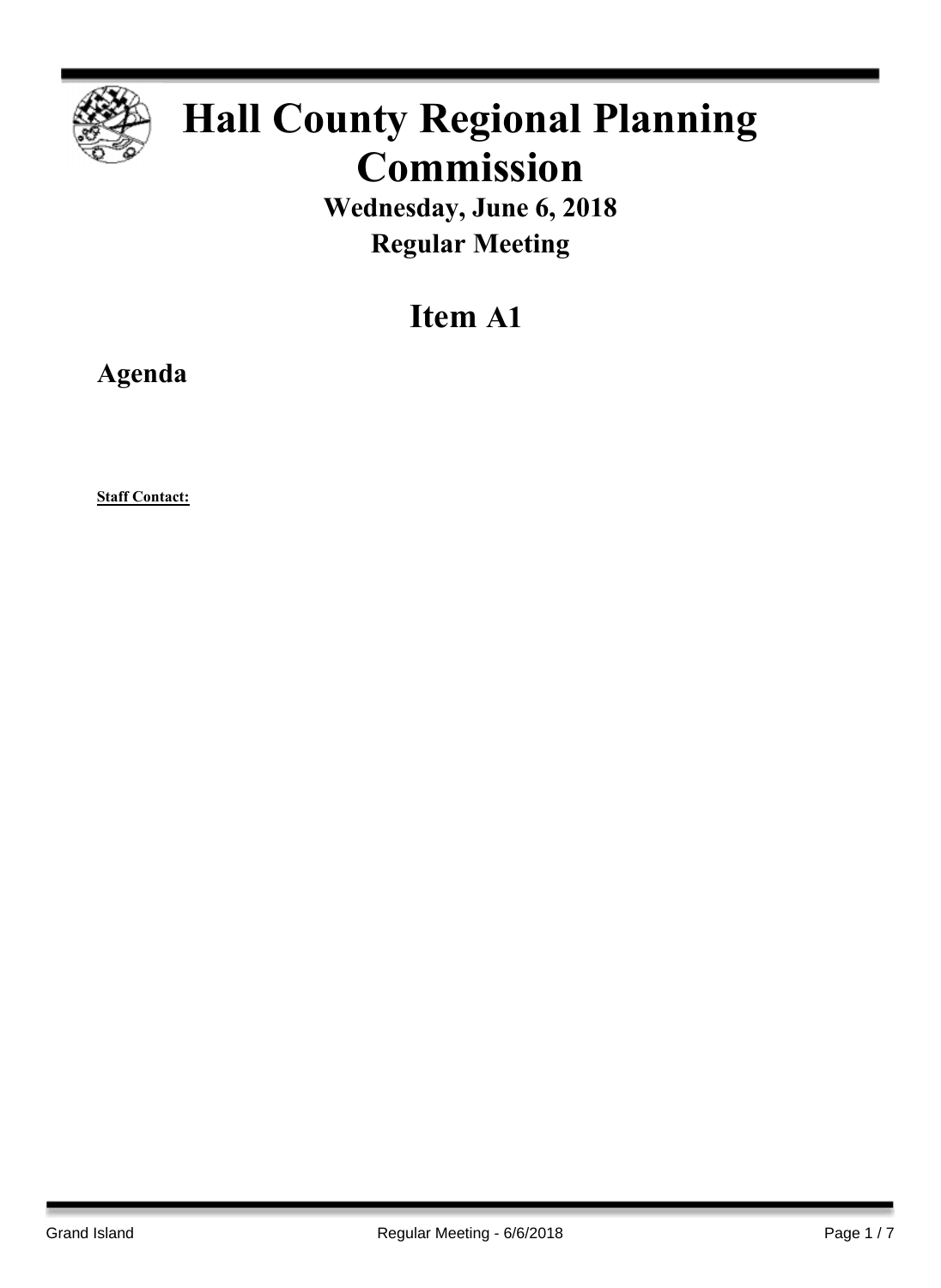# Hall County Regional Planning Commission

**Wednesday, June 6, 2018**

**Regular Meeting**

## Item A1

### Agenda

**Staff Contact:**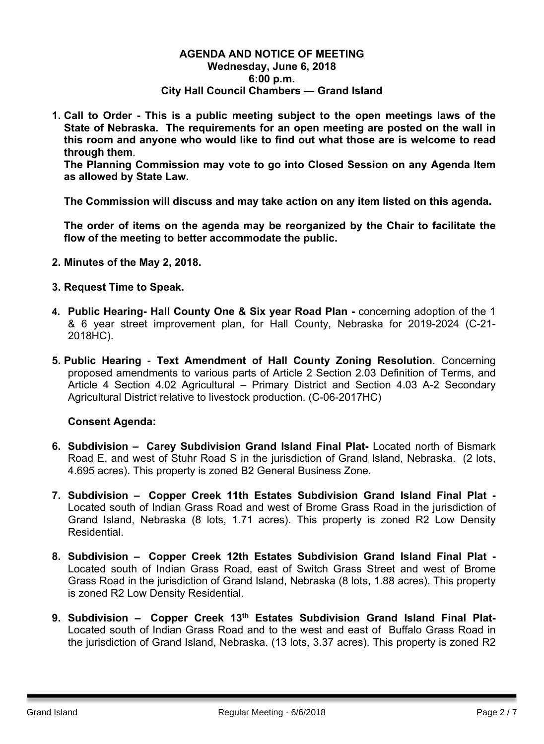**AGENDA AND NOTICE OF MEETING**
**Wednesday, June 6, 2018**
**6:00 p.m.**
**City Hall Council Chambers — Grand Island**

1. **Call to Order - This is a public meeting subject to the open meetings laws of the State of Nebraska. The requirements for an open meeting are posted on the wall in this room and anyone who would like to find out what those are is welcome to read through them**.
   **The Planning Commission may vote to go into Closed Session on any Agenda Item as allowed by State Law.**

   **The Commission will discuss and may take action on any item listed on this agenda.**

   **The order of items on the agenda may be reorganized by the Chair to facilitate the flow of the meeting to better accommodate the public.**

2. **Minutes of the May 2, 2018.**

3. **Request Time to Speak.**

4. **Public Hearing- Hall County One & Six year Road Plan -** concerning adoption of the 1 & 6 year street improvement plan, for Hall County, Nebraska for 2019-2024 (C-21-2018HC).

5. **Public Hearing** - **Text Amendment of Hall County Zoning Resolution**. Concerning proposed amendments to various parts of Article 2 Section 2.03 Definition of Terms, and Article 4 Section 4.02 Agricultural – Primary District and Section 4.03 A-2 Secondary Agricultural District relative to livestock production. (C-06-2017HC)

   **Consent Agenda:**

6. **Subdivision – Carey Subdivision Grand Island Final Plat-** Located north of Bismark Road E. and west of Stuhr Road S in the jurisdiction of Grand Island, Nebraska. (2 lots, 4.695 acres). This property is zoned B2 General Business Zone.

7. **Subdivision – Copper Creek 11th Estates Subdivision Grand Island Final Plat -** Located south of Indian Grass Road and west of Brome Grass Road in the jurisdiction of Grand Island, Nebraska (8 lots, 1.71 acres). This property is zoned R2 Low Density Residential.

8. **Subdivision – Copper Creek 12th Estates Subdivision Grand Island Final Plat -** Located south of Indian Grass Road, east of Switch Grass Street and west of Brome Grass Road in the jurisdiction of Grand Island, Nebraska (8 lots, 1.88 acres). This property is zoned R2 Low Density Residential.

9. **Subdivision – Copper Creek 13th Estates Subdivision Grand Island Final Plat-** Located south of Indian Grass Road and to the west and east of Buffalo Grass Road in the jurisdiction of Grand Island, Nebraska. (13 lots, 3.37 acres). This property is zoned R2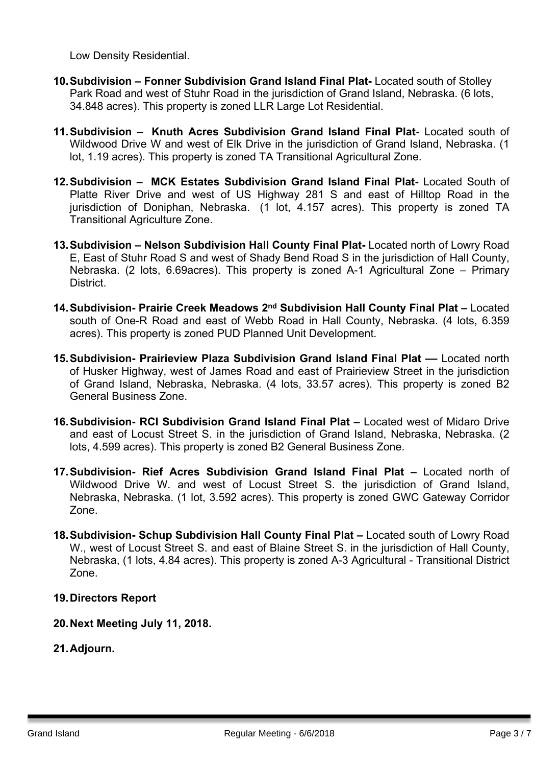Low Density Residential.

10. **Subdivision – Fonner Subdivision Grand Island Final Plat-** Located south of Stolley Park Road and west of Stuhr Road in the jurisdiction of Grand Island, Nebraska. (6 lots, 34.848 acres). This property is zoned LLR Large Lot Residential.

11. **Subdivision – Knuth Acres Subdivision Grand Island Final Plat-** Located south of Wildwood Drive W and west of Elk Drive in the jurisdiction of Grand Island, Nebraska. (1 lot, 1.19 acres). This property is zoned TA Transitional Agricultural Zone.

12. **Subdivision – MCK Estates Subdivision Grand Island Final Plat-** Located South of Platte River Drive and west of US Highway 281 S and east of Hilltop Road in the jurisdiction of Doniphan, Nebraska. (1 lot, 4.157 acres). This property is zoned TA Transitional Agriculture Zone.

13. **Subdivision – Nelson Subdivision Hall County Final Plat-** Located north of Lowry Road E, East of Stuhr Road S and west of Shady Bend Road S in the jurisdiction of Hall County, Nebraska. (2 lots, 6.69acres). This property is zoned A-1 Agricultural Zone – Primary District.

14. **Subdivision- Prairie Creek Meadows 2nd Subdivision Hall County Final Plat –** Located south of One-R Road and east of Webb Road in Hall County, Nebraska. (4 lots, 6.359 acres). This property is zoned PUD Planned Unit Development.

15. **Subdivision- Prairieview Plaza Subdivision Grand Island Final Plat —** Located north of Husker Highway, west of James Road and east of Prairieview Street in the jurisdiction of Grand Island, Nebraska, Nebraska. (4 lots, 33.57 acres). This property is zoned B2 General Business Zone.

16. **Subdivision- RCI Subdivision Grand Island Final Plat –** Located west of Midaro Drive and east of Locust Street S. in the jurisdiction of Grand Island, Nebraska, Nebraska. (2 lots, 4.599 acres). This property is zoned B2 General Business Zone.

17. **Subdivision- Rief Acres Subdivision Grand Island Final Plat –** Located north of Wildwood Drive W. and west of Locust Street S. the jurisdiction of Grand Island, Nebraska, Nebraska. (1 lot, 3.592 acres). This property is zoned GWC Gateway Corridor Zone.

18. **Subdivision- Schup Subdivision Hall County Final Plat –** Located south of Lowry Road W., west of Locust Street S. and east of Blaine Street S. in the jurisdiction of Hall County, Nebraska, (1 lots, 4.84 acres). This property is zoned A-3 Agricultural - Transitional District Zone.

19. **Directors Report**

20. **Next Meeting July 11, 2018.**

21. **Adjourn.**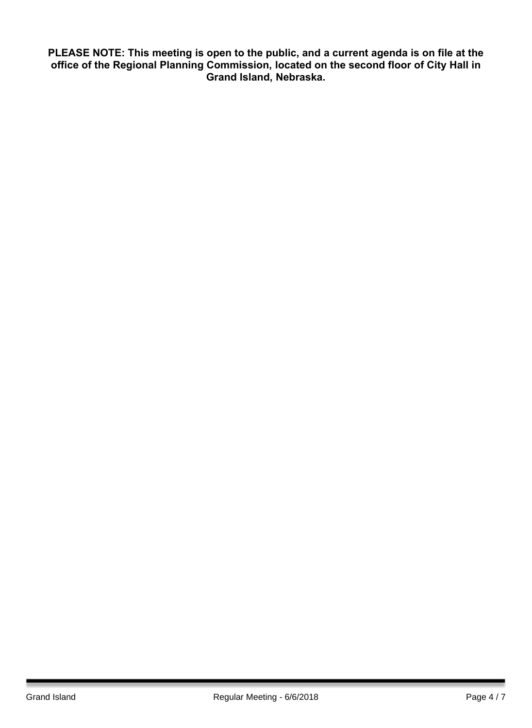**PLEASE NOTE: This meeting is open to the public, and a current agenda is on file at the office of the Regional Planning Commission, located on the second floor of City Hall in Grand Island, Nebraska.**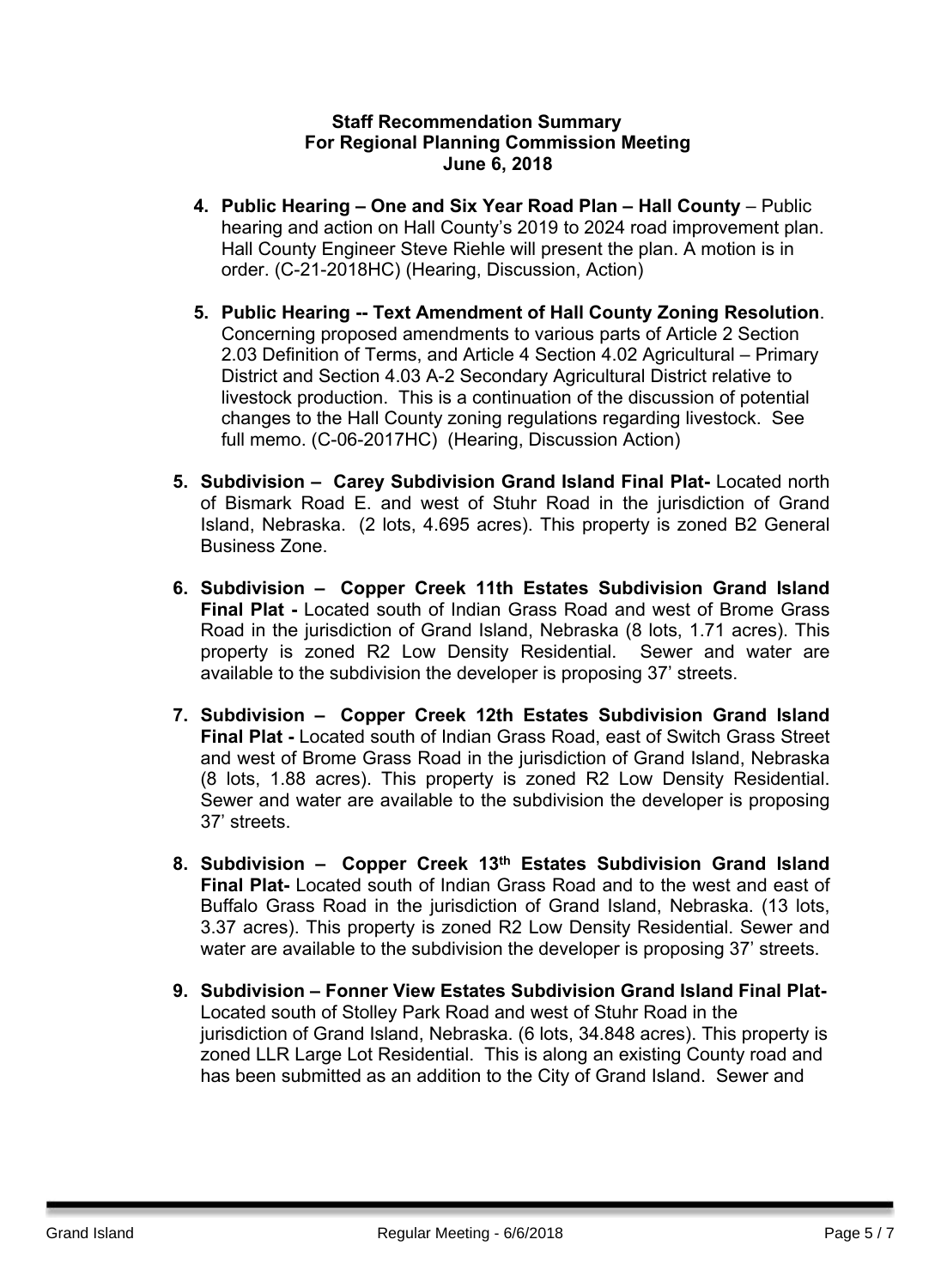**Staff Recommendation Summary**
**For Regional Planning Commission Meeting**
**June 6, 2018**

4. **Public Hearing – One and Six Year Road Plan – Hall County** – Public hearing and action on Hall County's 2019 to 2024 road improvement plan. Hall County Engineer Steve Riehle will present the plan. A motion is in order. (C-21-2018HC) (Hearing, Discussion, Action)

5. **Public Hearing -- Text Amendment of Hall County Zoning Resolution**. Concerning proposed amendments to various parts of Article 2 Section 2.03 Definition of Terms, and Article 4 Section 4.02 Agricultural – Primary District and Section 4.03 A-2 Secondary Agricultural District relative to livestock production. This is a continuation of the discussion of potential changes to the Hall County zoning regulations regarding livestock. See full memo. (C-06-2017HC) (Hearing, Discussion Action)

5. **Subdivision – Carey Subdivision Grand Island Final Plat-** Located north of Bismark Road E. and west of Stuhr Road in the jurisdiction of Grand Island, Nebraska. (2 lots, 4.695 acres). This property is zoned B2 General Business Zone.

6. **Subdivision – Copper Creek 11th Estates Subdivision Grand Island Final Plat -** Located south of Indian Grass Road and west of Brome Grass Road in the jurisdiction of Grand Island, Nebraska (8 lots, 1.71 acres). This property is zoned R2 Low Density Residential. Sewer and water are available to the subdivision the developer is proposing 37' streets.

7. **Subdivision – Copper Creek 12th Estates Subdivision Grand Island Final Plat -** Located south of Indian Grass Road, east of Switch Grass Street and west of Brome Grass Road in the jurisdiction of Grand Island, Nebraska (8 lots, 1.88 acres). This property is zoned R2 Low Density Residential. Sewer and water are available to the subdivision the developer is proposing 37' streets.

8. **Subdivision – Copper Creek 13th Estates Subdivision Grand Island Final Plat-** Located south of Indian Grass Road and to the west and east of Buffalo Grass Road in the jurisdiction of Grand Island, Nebraska. (13 lots, 3.37 acres). This property is zoned R2 Low Density Residential. Sewer and water are available to the subdivision the developer is proposing 37' streets.

9. **Subdivision – Fonner View Estates Subdivision Grand Island Final Plat-** Located south of Stolley Park Road and west of Stuhr Road in the jurisdiction of Grand Island, Nebraska. (6 lots, 34.848 acres). This property is zoned LLR Large Lot Residential. This is along an existing County road and has been submitted as an addition to the City of Grand Island. Sewer and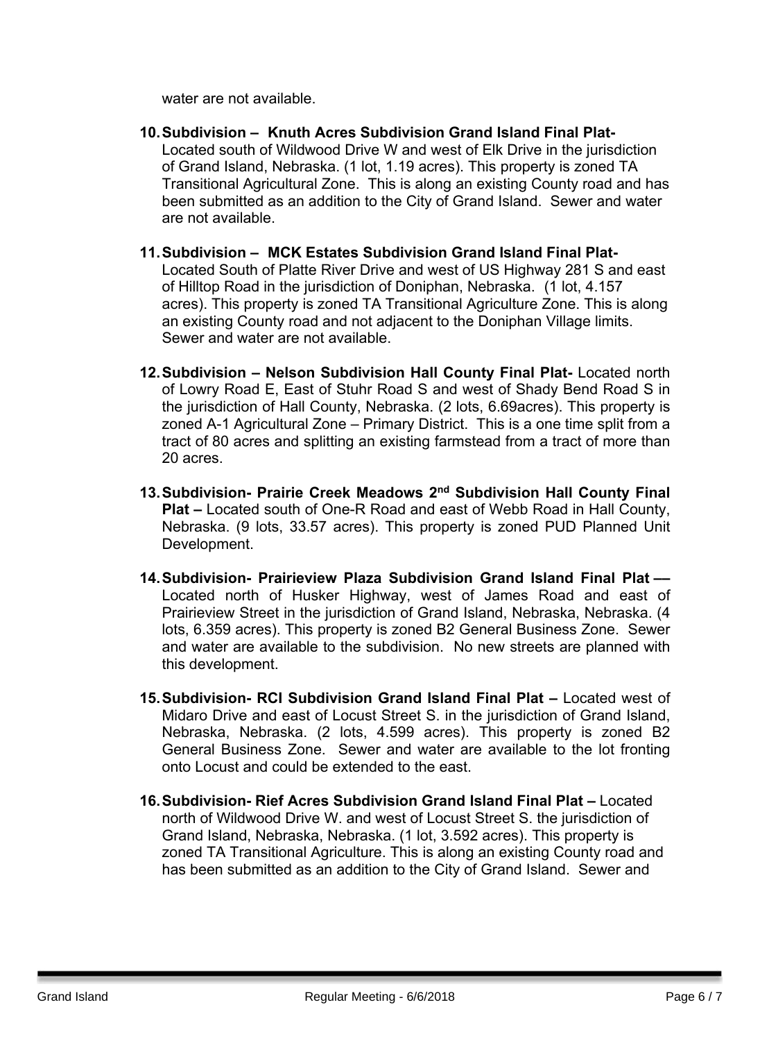water are not available.

10. **Subdivision – Knuth Acres Subdivision Grand Island Final Plat-** Located south of Wildwood Drive W and west of Elk Drive in the jurisdiction of Grand Island, Nebraska. (1 lot, 1.19 acres). This property is zoned TA Transitional Agricultural Zone. This is along an existing County road and has been submitted as an addition to the City of Grand Island. Sewer and water are not available.

11. **Subdivision – MCK Estates Subdivision Grand Island Final Plat-** Located South of Platte River Drive and west of US Highway 281 S and east of Hilltop Road in the jurisdiction of Doniphan, Nebraska. (1 lot, 4.157 acres). This property is zoned TA Transitional Agriculture Zone. This is along an existing County road and not adjacent to the Doniphan Village limits. Sewer and water are not available.

12. **Subdivision – Nelson Subdivision Hall County Final Plat-** Located north of Lowry Road E, East of Stuhr Road S and west of Shady Bend Road S in the jurisdiction of Hall County, Nebraska. (2 lots, 6.69acres). This property is zoned A-1 Agricultural Zone – Primary District. This is a one time split from a tract of 80 acres and splitting an existing farmstead from a tract of more than 20 acres.

13. **Subdivision- Prairie Creek Meadows 2nd Subdivision Hall County Final Plat –** Located south of One-R Road and east of Webb Road in Hall County, Nebraska. (9 lots, 33.57 acres). This property is zoned PUD Planned Unit Development.

14. **Subdivision- Prairieview Plaza Subdivision Grand Island Final Plat —** Located north of Husker Highway, west of James Road and east of Prairieview Street in the jurisdiction of Grand Island, Nebraska, Nebraska. (4 lots, 6.359 acres). This property is zoned B2 General Business Zone. Sewer and water are available to the subdivision. No new streets are planned with this development.

15. **Subdivision- RCI Subdivision Grand Island Final Plat –** Located west of Midaro Drive and east of Locust Street S. in the jurisdiction of Grand Island, Nebraska, Nebraska. (2 lots, 4.599 acres). This property is zoned B2 General Business Zone. Sewer and water are available to the lot fronting onto Locust and could be extended to the east.

16. **Subdivision- Rief Acres Subdivision Grand Island Final Plat –** Located north of Wildwood Drive W. and west of Locust Street S. the jurisdiction of Grand Island, Nebraska, Nebraska. (1 lot, 3.592 acres). This property is zoned TA Transitional Agriculture. This is along an existing County road and has been submitted as an addition to the City of Grand Island. Sewer and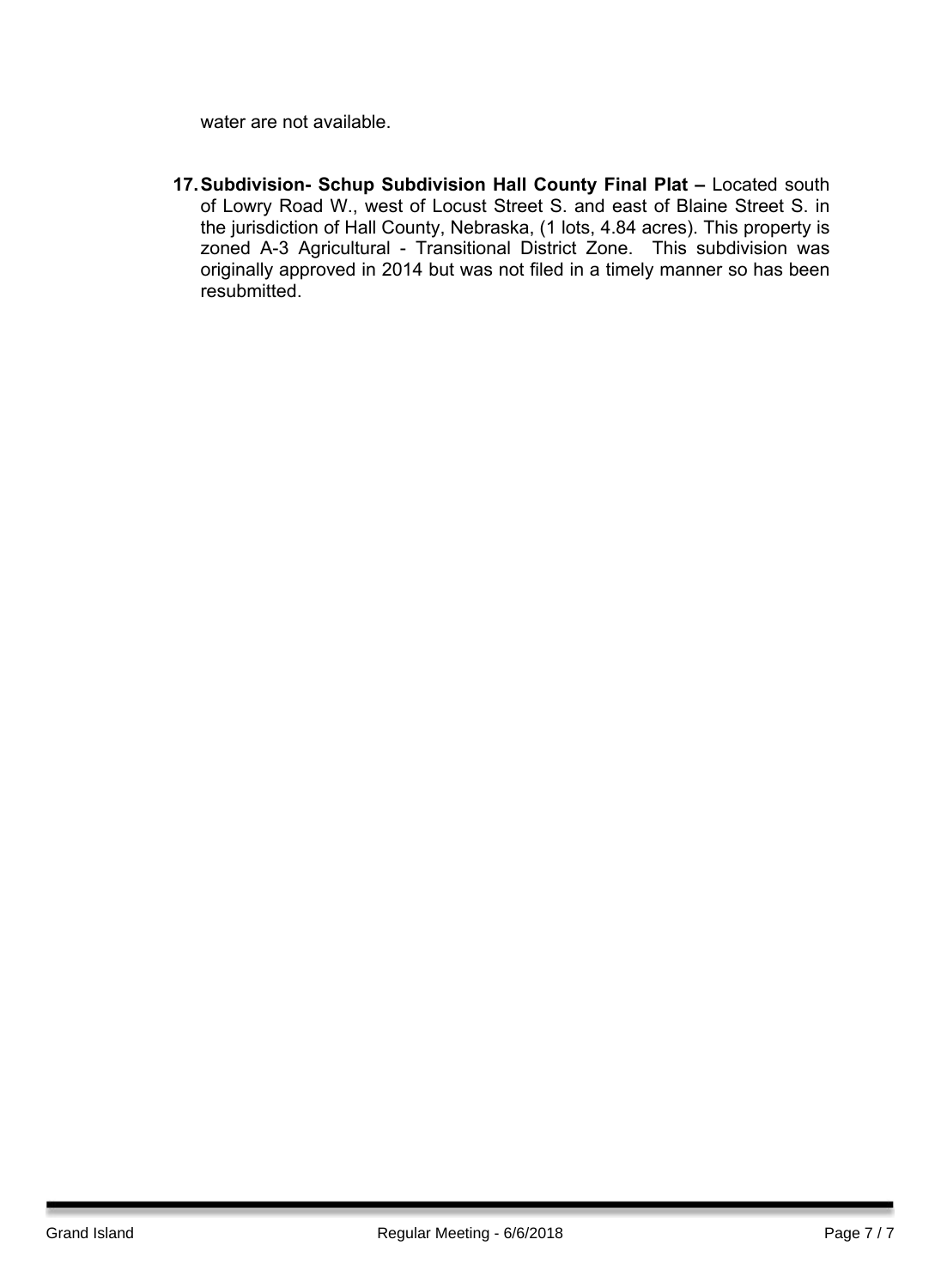water are not available.

17. **Subdivision- Schup Subdivision Hall County Final Plat –** Located south of Lowry Road W., west of Locust Street S. and east of Blaine Street S. in the jurisdiction of Hall County, Nebraska, (1 lots, 4.84 acres). This property is zoned A-3 Agricultural - Transitional District Zone. This subdivision was originally approved in 2014 but was not filed in a timely manner so has been resubmitted.